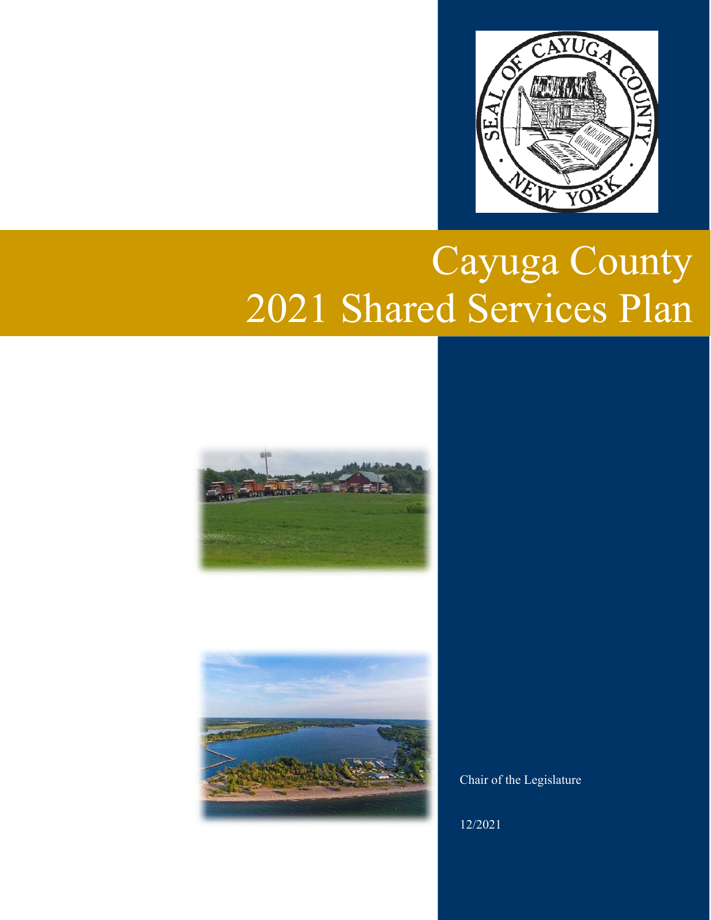# Cayuga County
# 2021 Shared Services Plan

Chair of the Legislature

12/2021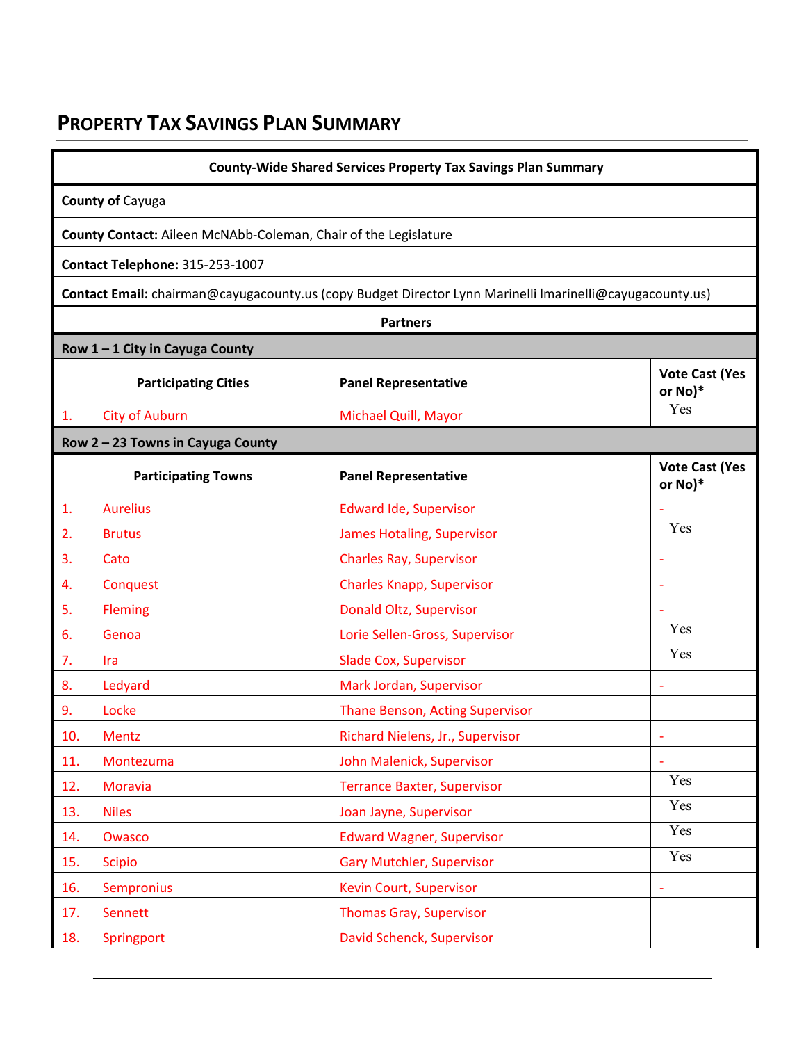## PROPERTY TAX SAVINGS PLAN SUMMARY

| County-Wide Shared Services Property Tax Savings Plan Summary |
|---|
| **County of** Cayuga |
| **County Contact:** Aileen McNAbb-Coleman, Chair of the Legislature |
| **Contact Telephone:** 315-253-1007 |
| **Contact Email:** chairman@cayugacounty.us (copy Budget Director Lynn Marinelli lmarinelli@cayugacounty.us) |

**Partners**

**Row 1 – 1 City in Cayuga County**

| | Participating Cities | Panel Representative | Vote Cast (Yes or No)* |
|---|---|---|---|
| 1. | City of Auburn | Michael Quill, Mayor | Yes |

**Row 2 – 23 Towns in Cayuga County**

| | Participating Towns | Panel Representative | Vote Cast (Yes or No)* |
|---|---|---|---|
| 1. | Aurelius | Edward Ide, Supervisor | - |
| 2. | Brutus | James Hotaling, Supervisor | Yes |
| 3. | Cato | Charles Ray, Supervisor | - |
| 4. | Conquest | Charles Knapp, Supervisor | - |
| 5. | Fleming | Donald Oltz, Supervisor | - |
| 6. | Genoa | Lorie Sellen-Gross, Supervisor | Yes |
| 7. | Ira | Slade Cox, Supervisor | Yes |
| 8. | Ledyard | Mark Jordan, Supervisor | - |
| 9. | Locke | Thane Benson, Acting Supervisor | |
| 10. | Mentz | Richard Nielens, Jr., Supervisor | - |
| 11. | Montezuma | John Malenick, Supervisor | - |
| 12. | Moravia | Terrance Baxter, Supervisor | Yes |
| 13. | Niles | Joan Jayne, Supervisor | Yes |
| 14. | Owasco | Edward Wagner, Supervisor | Yes |
| 15. | Scipio | Gary Mutchler, Supervisor | Yes |
| 16. | Sempronius | Kevin Court, Supervisor | - |
| 17. | Sennett | Thomas Gray, Supervisor | |
| 18. | Springport | David Schenck, Supervisor | |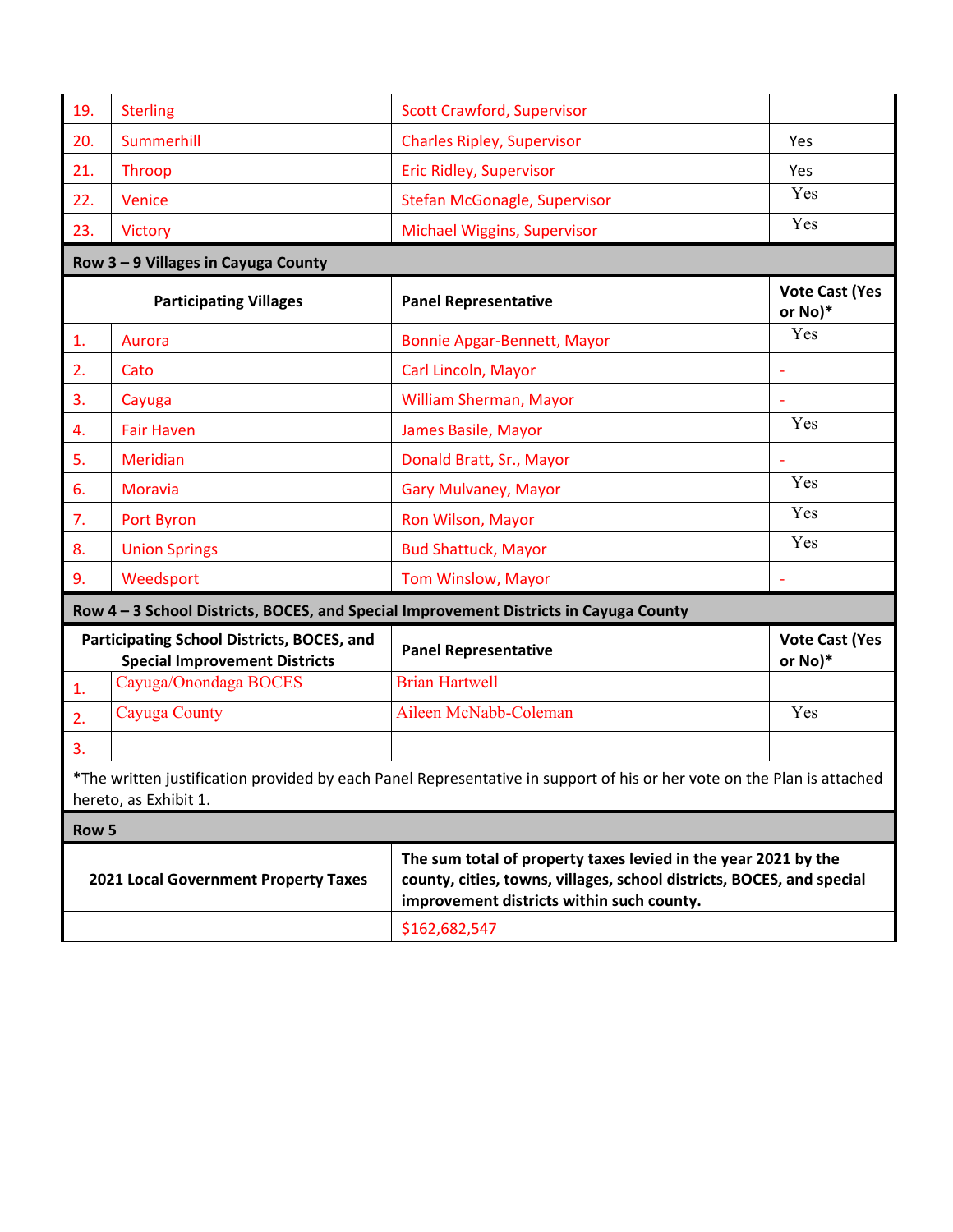| | | | |
|---|---|---|---|
| 19. | Sterling | Scott Crawford, Supervisor | |
| 20. | Summerhill | Charles Ripley, Supervisor | Yes |
| 21. | Throop | Eric Ridley, Supervisor | Yes |
| 22. | Venice | Stefan McGonagle, Supervisor | Yes |
| 23. | Victory | Michael Wiggins, Supervisor | Yes |
| **Row 3 – 9 Villages in Cayuga County** | | | |
| **Participating Villages** | | **Panel Representative** | **Vote Cast (Yes or No)*** |
| 1. | Aurora | Bonnie Apgar-Bennett, Mayor | Yes |
| 2. | Cato | Carl Lincoln, Mayor | - |
| 3. | Cayuga | William Sherman, Mayor | - |
| 4. | Fair Haven | James Basile, Mayor | Yes |
| 5. | Meridian | Donald Bratt, Sr., Mayor | - |
| 6. | Moravia | Gary Mulvaney, Mayor | Yes |
| 7. | Port Byron | Ron Wilson, Mayor | Yes |
| 8. | Union Springs | Bud Shattuck, Mayor | Yes |
| 9. | Weedsport | Tom Winslow, Mayor | - |
| **Row 4 – 3 School Districts, BOCES, and Special Improvement Districts in Cayuga County** | | | |
| **Participating School Districts, BOCES, and Special Improvement Districts** | | **Panel Representative** | **Vote Cast (Yes or No)*** |
| 1. | Cayuga/Onondaga BOCES | Brian Hartwell | |
| 2. | Cayuga County | Aileen McNabb-Coleman | Yes |
| 3. | | | |

*The written justification provided by each Panel Representative in support of his or her vote on the Plan is attached hereto, as Exhibit 1.

| **Row 5** | |
|---|---|
| **2021 Local Government Property Taxes** | **The sum total of property taxes levied in the year 2021 by the county, cities, towns, villages, school districts, BOCES, and special improvement districts within such county.** |
| | $162,682,547 |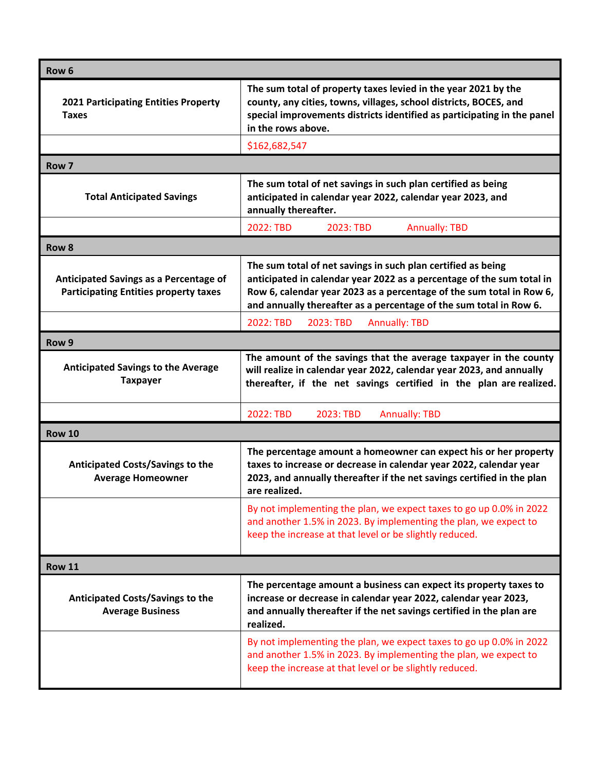| Row 6 | |
|---|---|
| **2021 Participating Entities Property Taxes** | **The sum total of property taxes levied in the year 2021 by the county, any cities, towns, villages, school districts, BOCES, and special improvements districts identified as participating in the panel in the rows above.** |
| | $162,682,547 |
| **Row 7** | |
| **Total Anticipated Savings** | **The sum total of net savings in such plan certified as being anticipated in calendar year 2022, calendar year 2023, and annually thereafter.** |
| | 2022: TBD 2023: TBD Annually: TBD |
| **Row 8** | |
| **Anticipated Savings as a Percentage of Participating Entities property taxes** | **The sum total of net savings in such plan certified as being anticipated in calendar year 2022 as a percentage of the sum total in Row 6, calendar year 2023 as a percentage of the sum total in Row 6, and annually thereafter as a percentage of the sum total in Row 6.** |
| | 2022: TBD 2023: TBD Annually: TBD |
| **Row 9** | |
| **Anticipated Savings to the Average Taxpayer** | **The amount of the savings that the average taxpayer in the county will realize in calendar year 2022, calendar year 2023, and annually thereafter, if the net savings certified in the plan are realized.** |
| | 2022: TBD 2023: TBD Annually: TBD |
| **Row 10** | |
| **Anticipated Costs/Savings to the Average Homeowner** | **The percentage amount a homeowner can expect his or her property taxes to increase or decrease in calendar year 2022, calendar year 2023, and annually thereafter if the net savings certified in the plan are realized.** |
| | By not implementing the plan, we expect taxes to go up 0.0% in 2022 and another 1.5% in 2023. By implementing the plan, we expect to keep the increase at that level or be slightly reduced. |
| **Row 11** | |
| **Anticipated Costs/Savings to the Average Business** | **The percentage amount a business can expect its property taxes to increase or decrease in calendar year 2022, calendar year 2023, and annually thereafter if the net savings certified in the plan are realized.** |
| | By not implementing the plan, we expect taxes to go up 0.0% in 2022 and another 1.5% in 2023. By implementing the plan, we expect to keep the increase at that level or be slightly reduced. |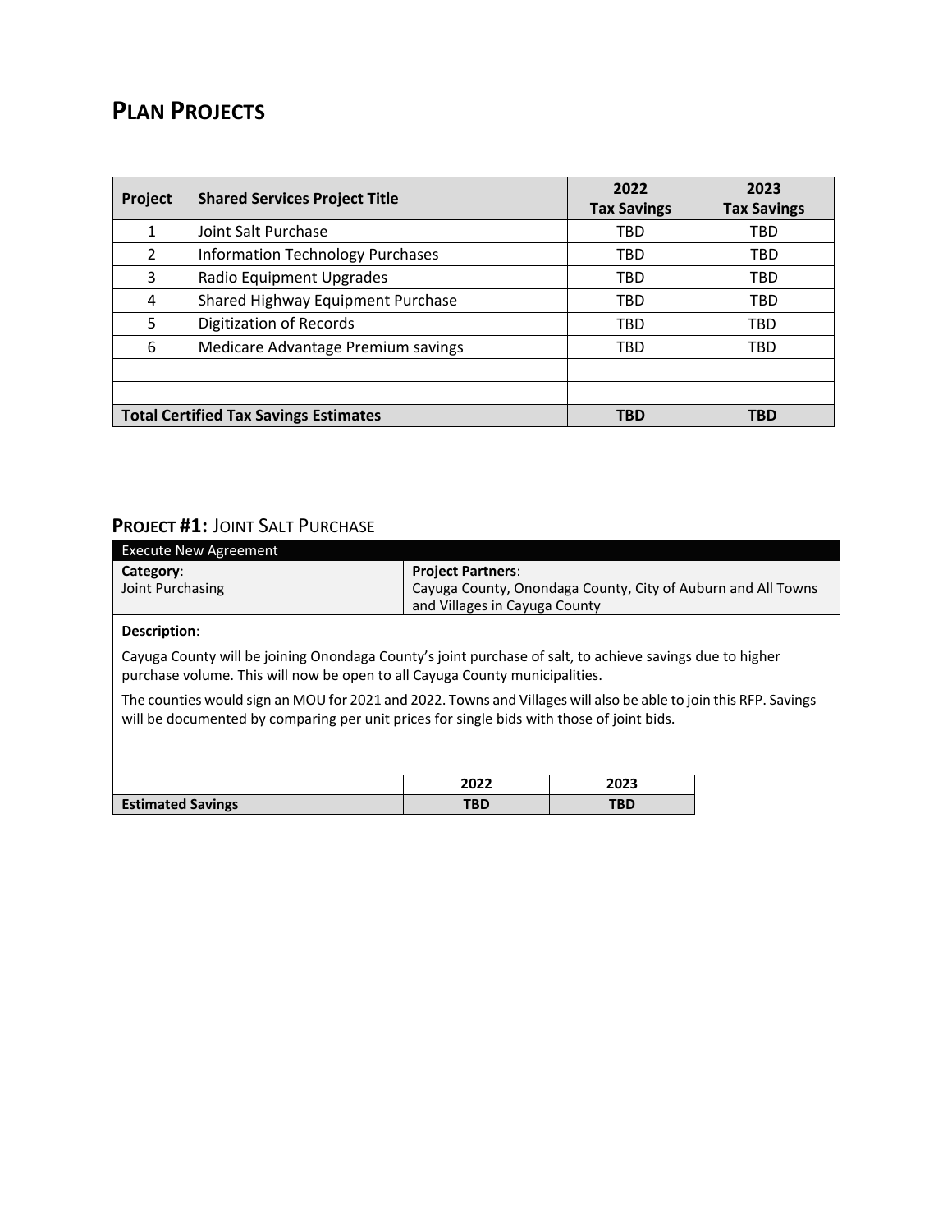# PLAN PROJECTS

| Project | Shared Services Project Title | 2022 Tax Savings | 2023 Tax Savings |
|---|---|---|---|
| 1 | Joint Salt Purchase | TBD | TBD |
| 2 | Information Technology Purchases | TBD | TBD |
| 3 | Radio Equipment Upgrades | TBD | TBD |
| 4 | Shared Highway Equipment Purchase | TBD | TBD |
| 5 | Digitization of Records | TBD | TBD |
| 6 | Medicare Advantage Premium savings | TBD | TBD |
| | | | |
| | | | |
| **Total Certified Tax Savings Estimates** | | **TBD** | **TBD** |

## PROJECT #1: JOINT SALT PURCHASE

| Execute New Agreement | |
|---|---|
| **Category**:<br>Joint Purchasing | **Project Partners**:<br>Cayuga County, Onondaga County, City of Auburn and All Towns and Villages in Cayuga County |

**Description**:

Cayuga County will be joining Onondaga County's joint purchase of salt, to achieve savings due to higher purchase volume. This will now be open to all Cayuga County municipalities.

The counties would sign an MOU for 2021 and 2022. Towns and Villages will also be able to join this RFP. Savings will be documented by comparing per unit prices for single bids with those of joint bids.

| | 2022 | 2023 |
|---|---|---|
| **Estimated Savings** | **TBD** | **TBD** |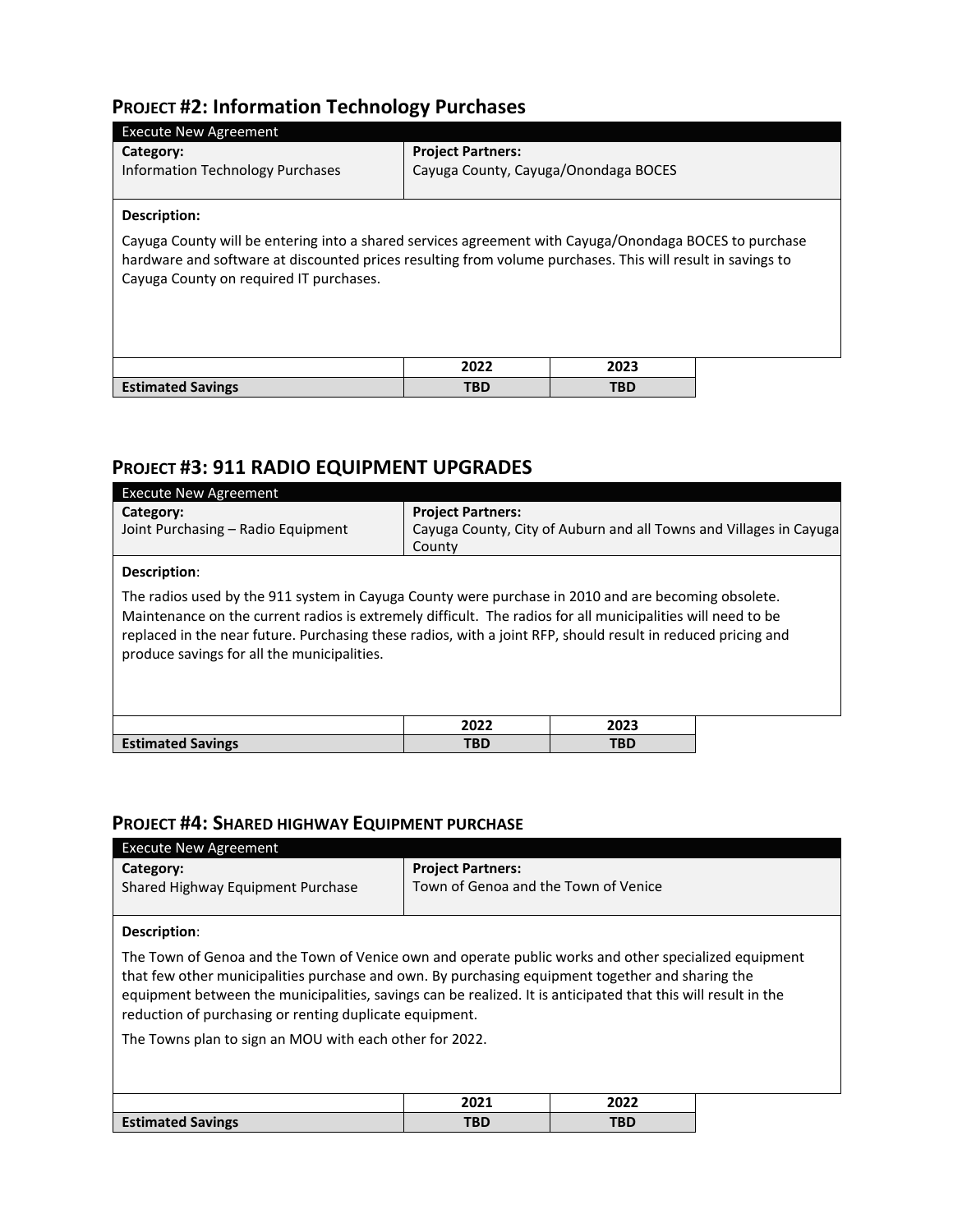## PROJECT #2: Information Technology Purchases

| Execute New Agreement | |
|---|---|
| **Category:**<br>Information Technology Purchases | **Project Partners:**<br>Cayuga County, Cayuga/Onondaga BOCES |

**Description:**

Cayuga County will be entering into a shared services agreement with Cayuga/Onondaga BOCES to purchase hardware and software at discounted prices resulting from volume purchases. This will result in savings to Cayuga County on required IT purchases.

| | 2022 | 2023 |
|---|---|---|
| **Estimated Savings** | **TBD** | **TBD** |

## PROJECT #3: 911 RADIO EQUIPMENT UPGRADES

| Execute New Agreement | |
|---|---|
| **Category:**<br>Joint Purchasing – Radio Equipment | **Project Partners:**<br>Cayuga County, City of Auburn and all Towns and Villages in Cayuga County |

**Description**:

The radios used by the 911 system in Cayuga County were purchase in 2010 and are becoming obsolete. Maintenance on the current radios is extremely difficult. The radios for all municipalities will need to be replaced in the near future. Purchasing these radios, with a joint RFP, should result in reduced pricing and produce savings for all the municipalities.

| | 2022 | 2023 |
|---|---|---|
| **Estimated Savings** | **TBD** | **TBD** |

## PROJECT #4: SHARED HIGHWAY EQUIPMENT PURCHASE

| Execute New Agreement | |
|---|---|
| **Category:**<br>Shared Highway Equipment Purchase | **Project Partners:**<br>Town of Genoa and the Town of Venice |

**Description**:

The Town of Genoa and the Town of Venice own and operate public works and other specialized equipment that few other municipalities purchase and own. By purchasing equipment together and sharing the equipment between the municipalities, savings can be realized. It is anticipated that this will result in the reduction of purchasing or renting duplicate equipment.

The Towns plan to sign an MOU with each other for 2022.

| | 2021 | 2022 |
|---|---|---|
| **Estimated Savings** | **TBD** | **TBD** |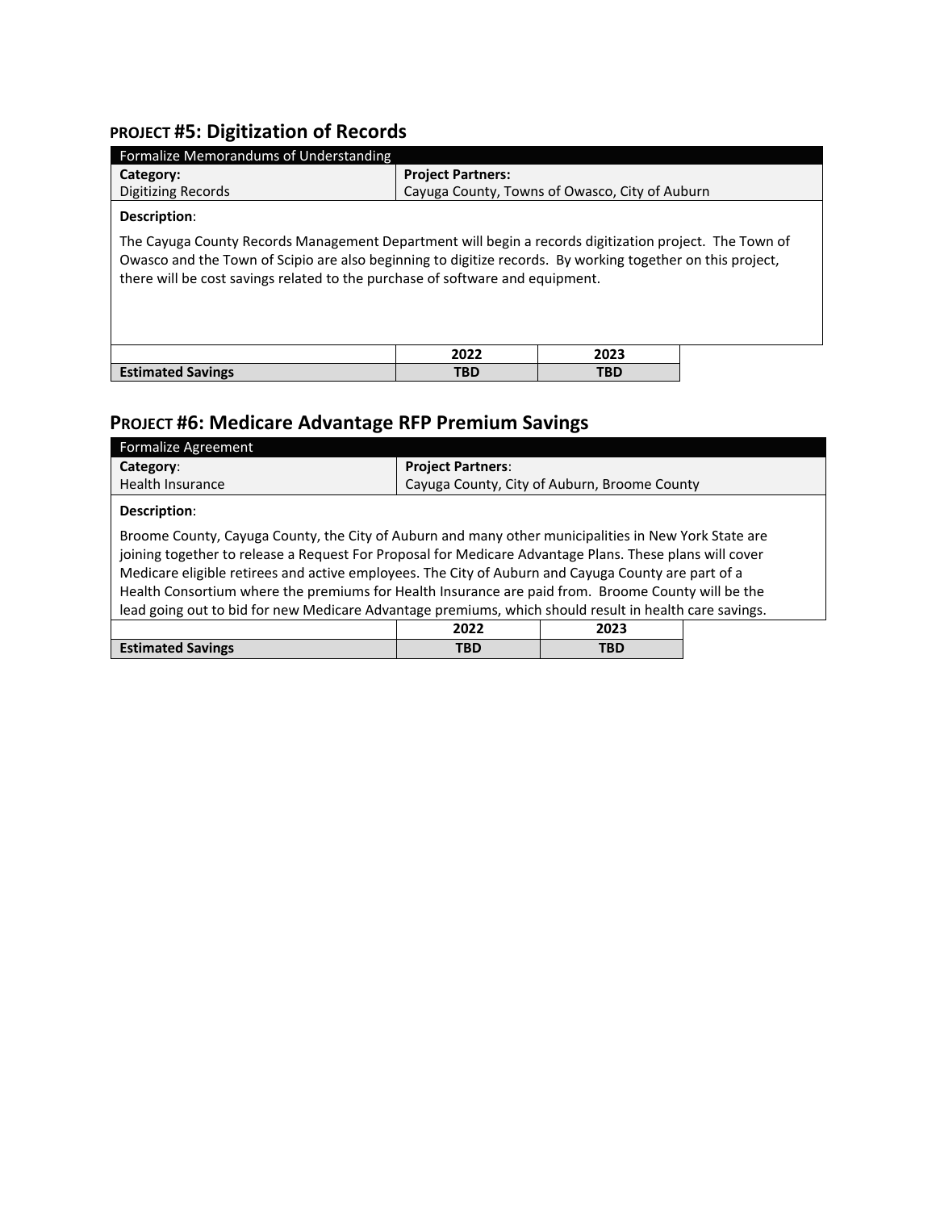## PROJECT #5: Digitization of Records

| Formalize Memorandums of Understanding | |
|---|---|
| **Category:**<br>Digitizing Records | **Project Partners:**<br>Cayuga County, Towns of Owasco, City of Auburn |

**Description**:

The Cayuga County Records Management Department will begin a records digitization project. The Town of Owasco and the Town of Scipio are also beginning to digitize records. By working together on this project, there will be cost savings related to the purchase of software and equipment.

| | 2022 | 2023 |
|---|---|---|
| **Estimated Savings** | **TBD** | **TBD** |

## PROJECT #6: Medicare Advantage RFP Premium Savings

| Formalize Agreement | |
|---|---|
| **Category**:<br>Health Insurance | **Project Partners**:<br>Cayuga County, City of Auburn, Broome County |

**Description**:

Broome County, Cayuga County, the City of Auburn and many other municipalities in New York State are joining together to release a Request For Proposal for Medicare Advantage Plans. These plans will cover Medicare eligible retirees and active employees. The City of Auburn and Cayuga County are part of a Health Consortium where the premiums for Health Insurance are paid from. Broome County will be the lead going out to bid for new Medicare Advantage premiums, which should result in health care savings.

| | 2022 | 2023 |
|---|---|---|
| **Estimated Savings** | **TBD** | **TBD** |